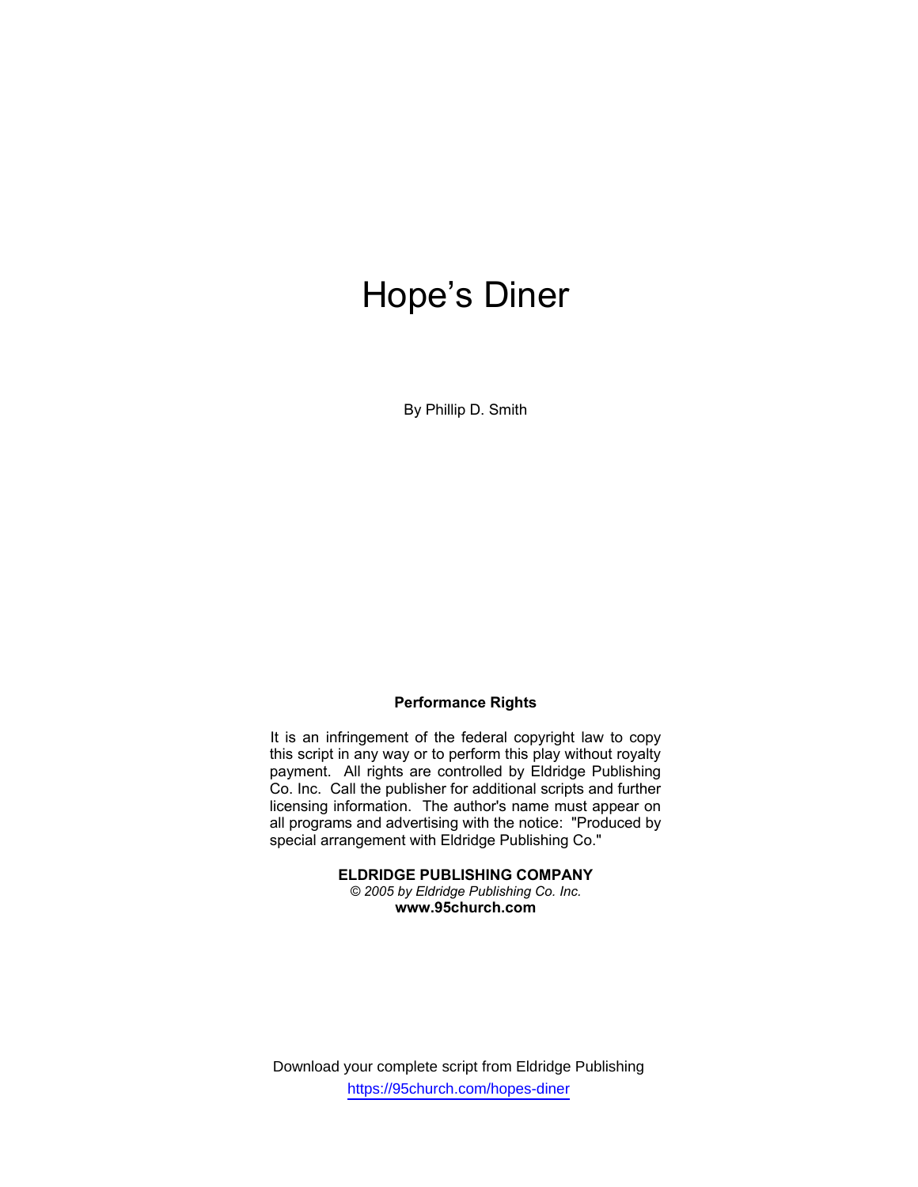# Hope's Diner

By Phillip D. Smith

**Performance Rights**

It is an infringement of the federal copyright law to copy this script in any way or to perform this play without royalty payment. All rights are controlled by Eldridge Publishing Co. Inc. Call the publisher for additional scripts and further licensing information. The author's name must appear on all programs and advertising with the notice: "Produced by special arrangement with Eldridge Publishing Co."

**ELDRIDGE PUBLISHING COMPANY**
*© 2005 by Eldridge Publishing Co. Inc.*
**www.95church.com**

Download your complete script from Eldridge Publishing
https://95church.com/hopes-diner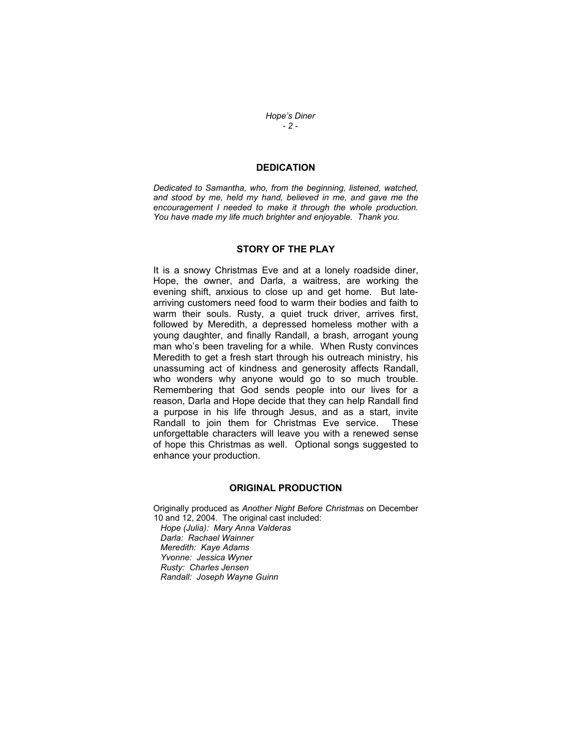## DEDICATION

*Dedicated to Samantha, who, from the beginning, listened, watched, and stood by me, held my hand, believed in me, and gave me the encouragement I needed to make it through the whole production. You have made my life much brighter and enjoyable. Thank you.*

## STORY OF THE PLAY

It is a snowy Christmas Eve and at a lonely roadside diner, Hope, the owner, and Darla, a waitress, are working the evening shift, anxious to close up and get home. But late-arriving customers need food to warm their bodies and faith to warm their souls. Rusty, a quiet truck driver, arrives first, followed by Meredith, a depressed homeless mother with a young daughter, and finally Randall, a brash, arrogant young man who's been traveling for a while. When Rusty convinces Meredith to get a fresh start through his outreach ministry, his unassuming act of kindness and generosity affects Randall, who wonders why anyone would go to so much trouble. Remembering that God sends people into our lives for a reason, Darla and Hope decide that they can help Randall find a purpose in his life through Jesus, and as a start, invite Randall to join them for Christmas Eve service. These unforgettable characters will leave you with a renewed sense of hope this Christmas as well. Optional songs suggested to enhance your production.

## ORIGINAL PRODUCTION

Originally produced as *Another Night Before Christmas* on December 10 and 12, 2004. The original cast included:

*Hope (Julia): Mary Anna Valderas*
*Darla: Rachael Wainner*
*Meredith: Kaye Adams*
*Yvonne: Jessica Wyner*
*Rusty: Charles Jensen*
*Randall: Joseph Wayne Guinn*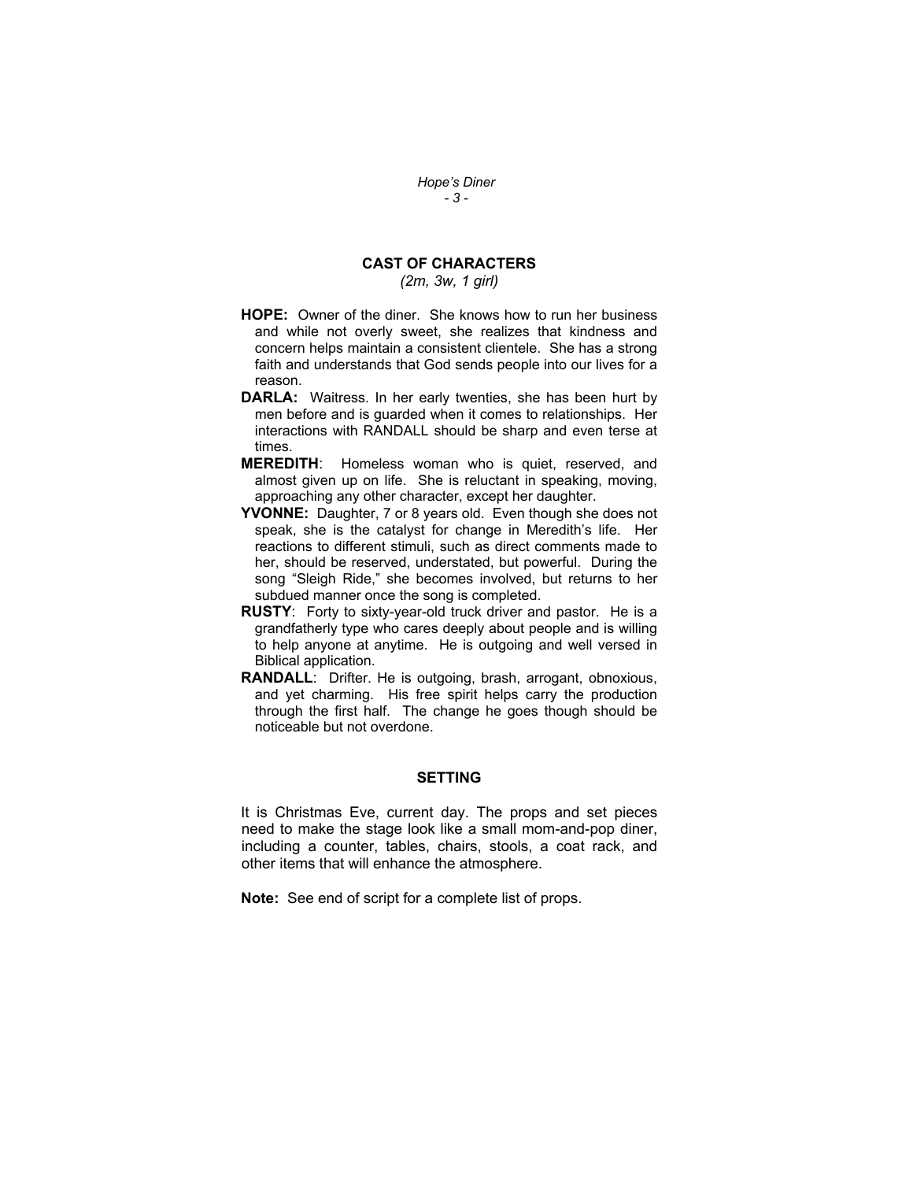## CAST OF CHARACTERS

*(2m, 3w, 1 girl)*

**HOPE:** Owner of the diner. She knows how to run her business and while not overly sweet, she realizes that kindness and concern helps maintain a consistent clientele. She has a strong faith and understands that God sends people into our lives for a reason.

**DARLA:** Waitress. In her early twenties, she has been hurt by men before and is guarded when it comes to relationships. Her interactions with RANDALL should be sharp and even terse at times.

**MEREDITH**: Homeless woman who is quiet, reserved, and almost given up on life. She is reluctant in speaking, moving, approaching any other character, except her daughter.

**YVONNE:** Daughter, 7 or 8 years old. Even though she does not speak, she is the catalyst for change in Meredith's life. Her reactions to different stimuli, such as direct comments made to her, should be reserved, understated, but powerful. During the song "Sleigh Ride," she becomes involved, but returns to her subdued manner once the song is completed.

**RUSTY**: Forty to sixty-year-old truck driver and pastor. He is a grandfatherly type who cares deeply about people and is willing to help anyone at anytime. He is outgoing and well versed in Biblical application.

**RANDALL**: Drifter. He is outgoing, brash, arrogant, obnoxious, and yet charming. His free spirit helps carry the production through the first half. The change he goes though should be noticeable but not overdone.

## SETTING

It is Christmas Eve, current day. The props and set pieces need to make the stage look like a small mom-and-pop diner, including a counter, tables, chairs, stools, a coat rack, and other items that will enhance the atmosphere.

**Note:** See end of script for a complete list of props.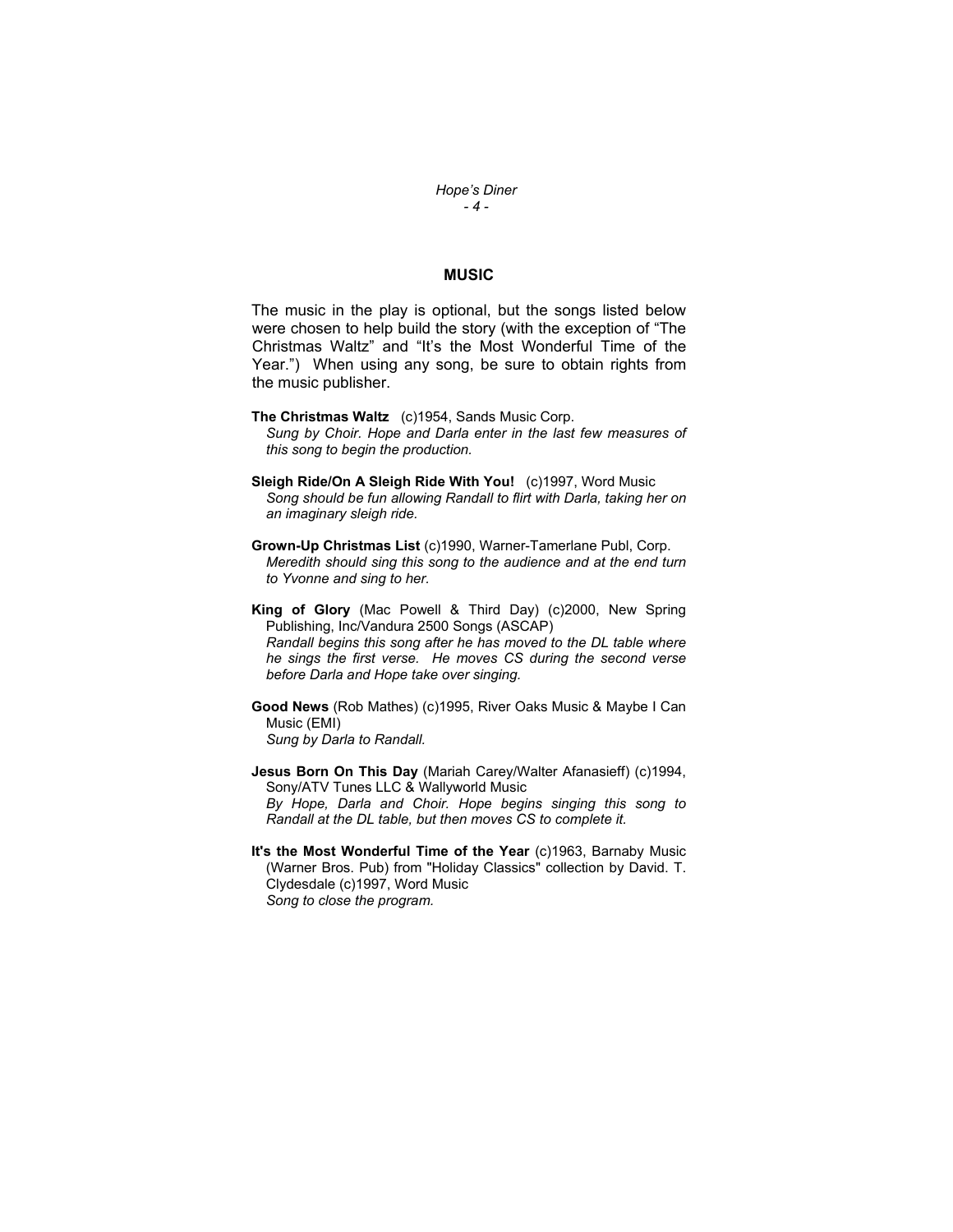## MUSIC

The music in the play is optional, but the songs listed below were chosen to help build the story (with the exception of "The Christmas Waltz" and "It's the Most Wonderful Time of the Year.") When using any song, be sure to obtain rights from the music publisher.

**The Christmas Waltz** (c)1954, Sands Music Corp.
*Sung by Choir. Hope and Darla enter in the last few measures of this song to begin the production.*

**Sleigh Ride/On A Sleigh Ride With You!** (c)1997, Word Music
*Song should be fun allowing Randall to flirt with Darla, taking her on an imaginary sleigh ride.*

**Grown-Up Christmas List** (c)1990, Warner-Tamerlane Publ, Corp.
*Meredith should sing this song to the audience and at the end turn to Yvonne and sing to her.*

**King of Glory** (Mac Powell & Third Day) (c)2000, New Spring Publishing, Inc/Vandura 2500 Songs (ASCAP)
*Randall begins this song after he has moved to the DL table where he sings the first verse. He moves CS during the second verse before Darla and Hope take over singing.*

**Good News** (Rob Mathes) (c)1995, River Oaks Music & Maybe I Can Music (EMI)
*Sung by Darla to Randall.*

**Jesus Born On This Day** (Mariah Carey/Walter Afanasieff) (c)1994, Sony/ATV Tunes LLC & Wallyworld Music
*By Hope, Darla and Choir. Hope begins singing this song to Randall at the DL table, but then moves CS to complete it.*

**It's the Most Wonderful Time of the Year** (c)1963, Barnaby Music (Warner Bros. Pub) from "Holiday Classics" collection by David. T. Clydesdale (c)1997, Word Music
*Song to close the program.*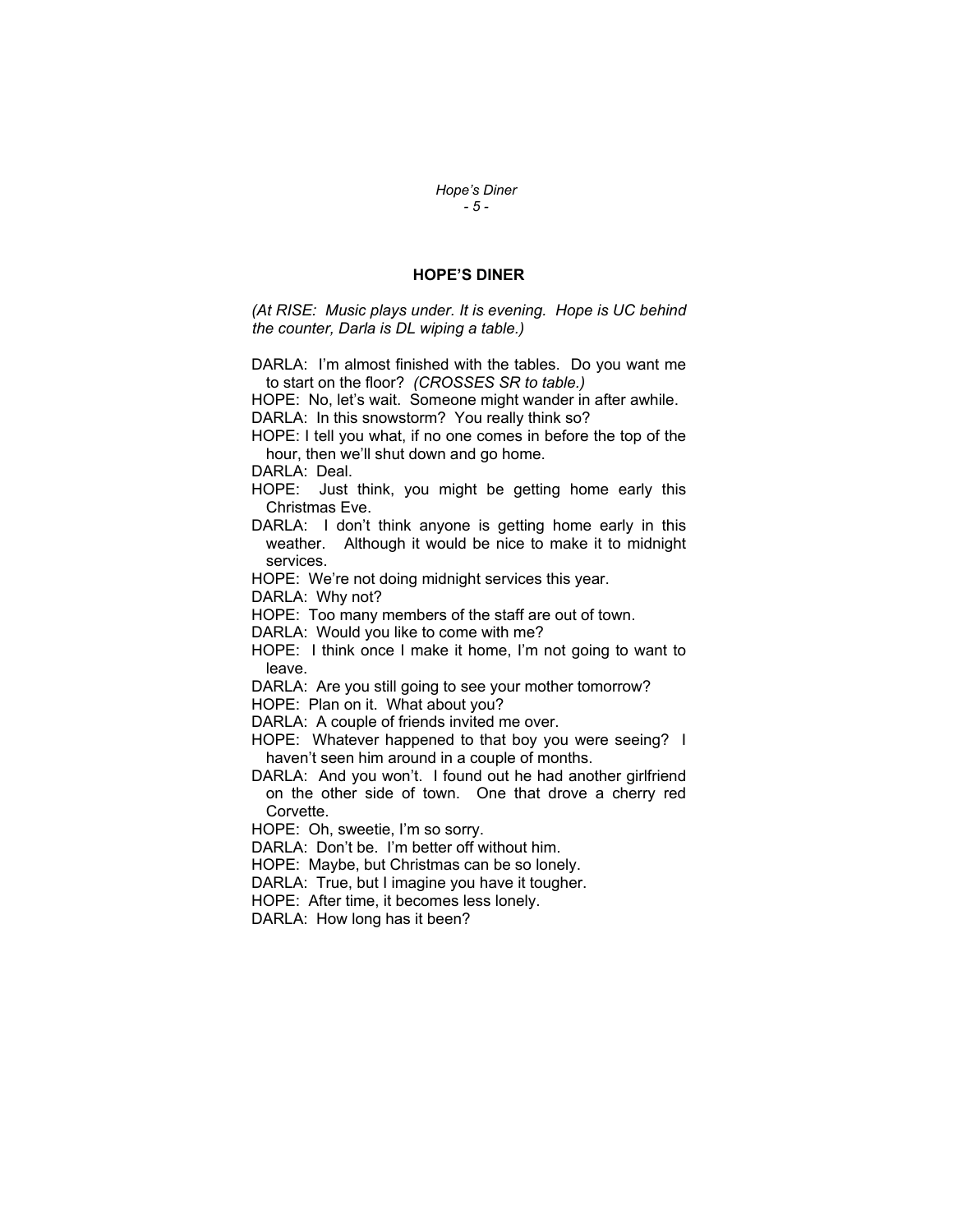**HOPE'S DINER**

*(At RISE: Music plays under. It is evening. Hope is UC behind the counter, Darla is DL wiping a table.)*

DARLA: I'm almost finished with the tables. Do you want me to start on the floor? *(CROSSES SR to table.)*

HOPE: No, let's wait. Someone might wander in after awhile.

DARLA: In this snowstorm? You really think so?

HOPE: I tell you what, if no one comes in before the top of the hour, then we'll shut down and go home.

DARLA: Deal.

HOPE: Just think, you might be getting home early this Christmas Eve.

DARLA: I don't think anyone is getting home early in this weather. Although it would be nice to make it to midnight services.

HOPE: We're not doing midnight services this year.

DARLA: Why not?

HOPE: Too many members of the staff are out of town.

DARLA: Would you like to come with me?

HOPE: I think once I make it home, I'm not going to want to leave.

DARLA: Are you still going to see your mother tomorrow?

HOPE: Plan on it. What about you?

DARLA: A couple of friends invited me over.

HOPE: Whatever happened to that boy you were seeing? I haven't seen him around in a couple of months.

DARLA: And you won't. I found out he had another girlfriend on the other side of town. One that drove a cherry red Corvette.

HOPE: Oh, sweetie, I'm so sorry.

DARLA: Don't be. I'm better off without him.

HOPE: Maybe, but Christmas can be so lonely.

DARLA: True, but I imagine you have it tougher.

HOPE: After time, it becomes less lonely.

DARLA: How long has it been?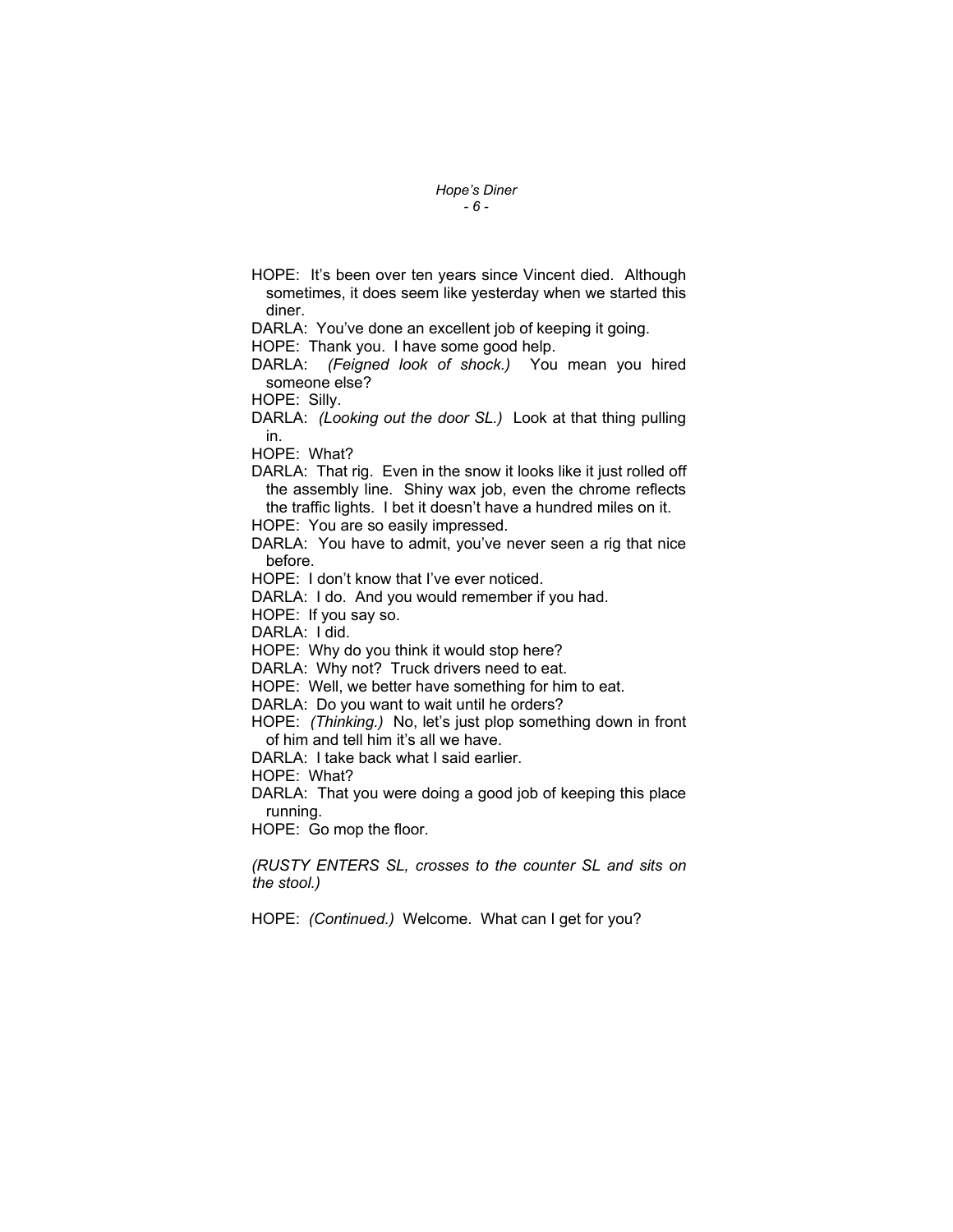HOPE: It's been over ten years since Vincent died. Although sometimes, it does seem like yesterday when we started this diner.

DARLA: You've done an excellent job of keeping it going.

HOPE: Thank you. I have some good help.

DARLA: *(Feigned look of shock.)* You mean you hired someone else?

HOPE: Silly.

DARLA: *(Looking out the door SL.)* Look at that thing pulling in.

HOPE: What?

DARLA: That rig. Even in the snow it looks like it just rolled off the assembly line. Shiny wax job, even the chrome reflects the traffic lights. I bet it doesn't have a hundred miles on it.

HOPE: You are so easily impressed.

DARLA: You have to admit, you've never seen a rig that nice before.

HOPE: I don't know that I've ever noticed.

DARLA: I do. And you would remember if you had.

HOPE: If you say so.

DARLA: I did.

HOPE: Why do you think it would stop here?

DARLA: Why not? Truck drivers need to eat.

HOPE: Well, we better have something for him to eat.

DARLA: Do you want to wait until he orders?

HOPE: *(Thinking.)* No, let's just plop something down in front of him and tell him it's all we have.

DARLA: I take back what I said earlier.

HOPE: What?

DARLA: That you were doing a good job of keeping this place running.

HOPE: Go mop the floor.

*(RUSTY ENTERS SL, crosses to the counter SL and sits on the stool.)*

HOPE: *(Continued.)* Welcome. What can I get for you?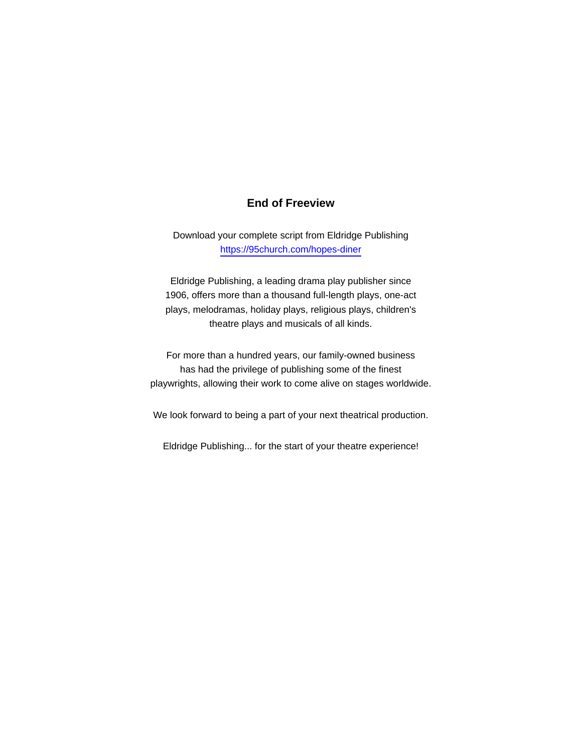## End of Freeview

Download your complete script from Eldridge Publishing
[https://95church.com/hopes-diner](https://95church.com/hopes-diner)

Eldridge Publishing, a leading drama play publisher since 1906, offers more than a thousand full-length plays, one-act plays, melodramas, holiday plays, religious plays, children's theatre plays and musicals of all kinds.

For more than a hundred years, our family-owned business has had the privilege of publishing some of the finest playwrights, allowing their work to come alive on stages worldwide.

We look forward to being a part of your next theatrical production.

Eldridge Publishing... for the start of your theatre experience!